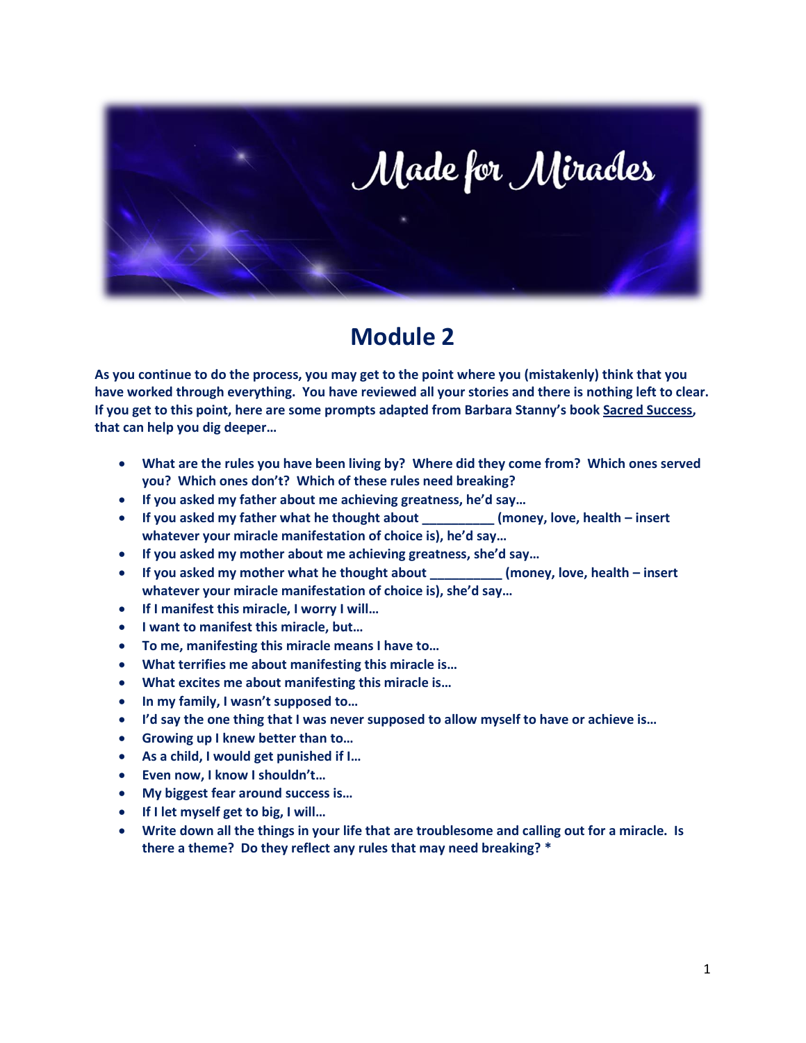# Made for Miracles

## Module 2

**As you continue to do the process, you may get to the point where you (mistakenly) think that you have worked through everything. You have reviewed all your stories and there is nothing left to clear. If you get to this point, here are some prompts adapted from Barbara Stanny's book Sacred Success, that can help you dig deeper…**

- **What are the rules you have been living by? Where did they come from? Which ones served you? Which ones don't? Which of these rules need breaking?**
- **If you asked my father about me achieving greatness, he'd say…**
- **If you asked my father what he thought about __________ (money, love, health – insert whatever your miracle manifestation of choice is), he'd say…**
- **If you asked my mother about me achieving greatness, she'd say…**
- **If you asked my mother what he thought about __________ (money, love, health – insert whatever your miracle manifestation of choice is), she'd say…**
- **If I manifest this miracle, I worry I will…**
- **I want to manifest this miracle, but…**
- **To me, manifesting this miracle means I have to…**
- **What terrifies me about manifesting this miracle is…**
- **What excites me about manifesting this miracle is…**
- **In my family, I wasn't supposed to…**
- **I'd say the one thing that I was never supposed to allow myself to have or achieve is…**
- **Growing up I knew better than to…**
- **As a child, I would get punished if I…**
- **Even now, I know I shouldn't…**
- **My biggest fear around success is…**
- **If I let myself get to big, I will…**
- **Write down all the things in your life that are troublesome and calling out for a miracle. Is there a theme? Do they reflect any rules that may need breaking? ***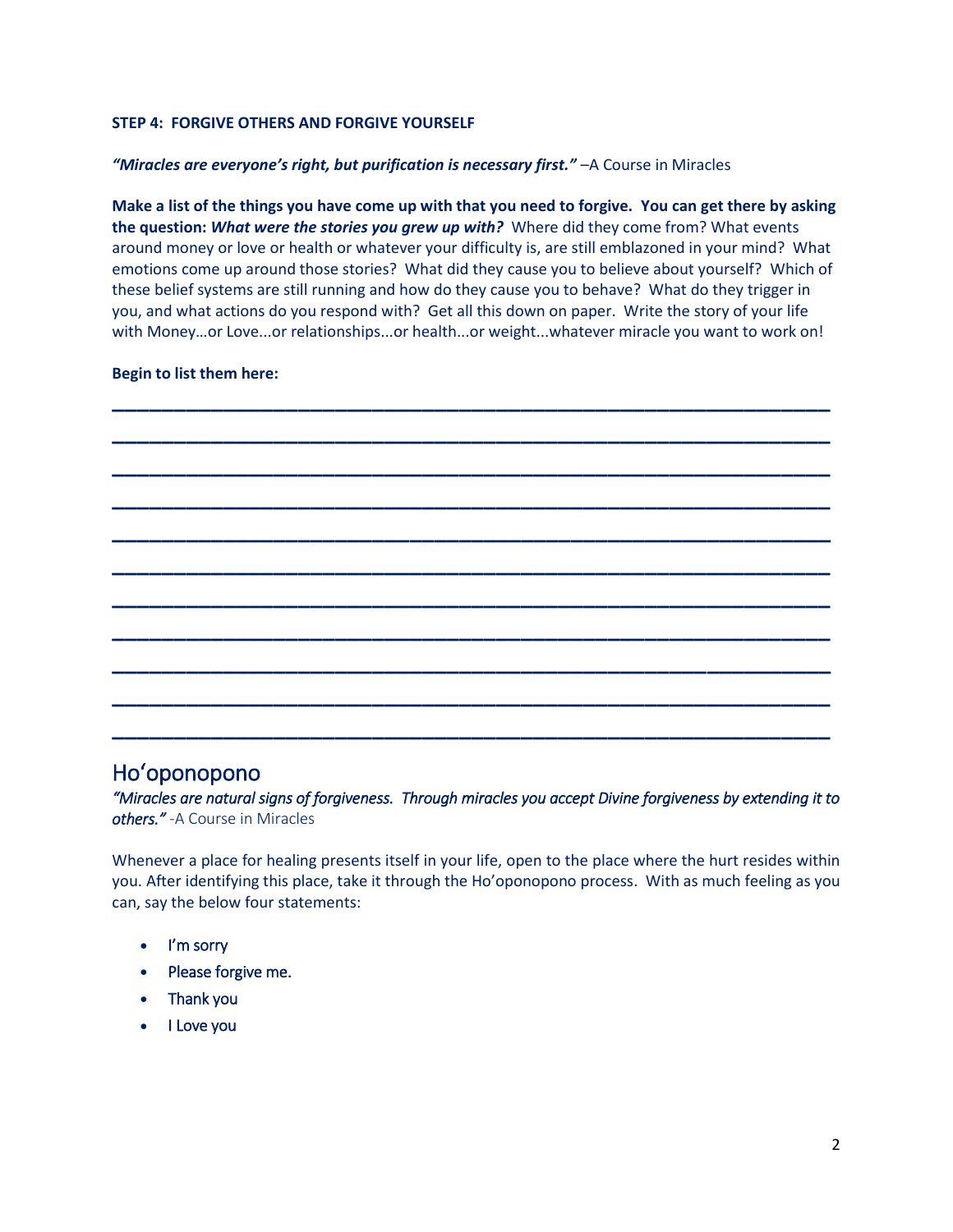**STEP 4: FORGIVE OTHERS AND FORGIVE YOURSELF**

***"Miracles are everyone's right, but purification is necessary first."*** –A Course in Miracles

**Make a list of the things you have come up with that you need to forgive. You can get there by asking the question: *What were the stories you grew up with?*** Where did they come from? What events around money or love or health or whatever your difficulty is, are still emblazoned in your mind? What emotions come up around those stories? What did they cause you to believe about yourself? Which of these belief systems are still running and how do they cause you to behave? What do they trigger in you, and what actions do you respond with? Get all this down on paper. Write the story of your life with Money…or Love...or relationships...or health...or weight...whatever miracle you want to work on!

**Begin to list them here:**

______________________________________________________________________

______________________________________________________________________

______________________________________________________________________

______________________________________________________________________

______________________________________________________________________

______________________________________________________________________

______________________________________________________________________

______________________________________________________________________

______________________________________________________________________

______________________________________________________________________

______________________________________________________________________

## Ho'oponopono

***"Miracles are natural signs of forgiveness. Through miracles you accept Divine forgiveness by extending it to others."*** -A Course in Miracles

Whenever a place for healing presents itself in your life, open to the place where the hurt resides within you. After identifying this place, take it through the Ho'oponopono process. With as much feeling as you can, say the below four statements:

- I'm sorry
- Please forgive me.
- Thank you
- I Love you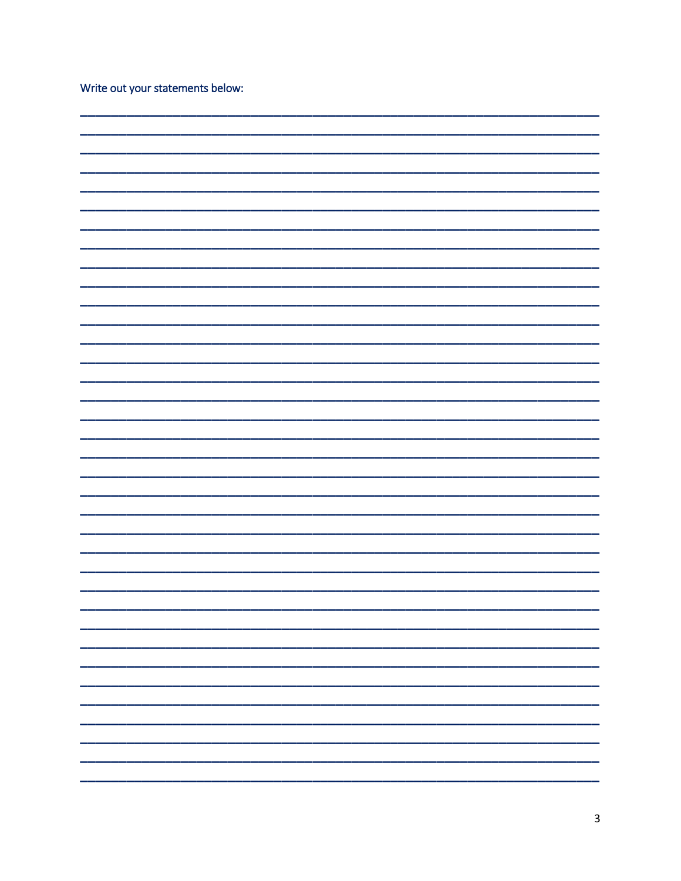Write out your statements below:

______________________________________________________________________________
______________________________________________________________________________
______________________________________________________________________________
______________________________________________________________________________
______________________________________________________________________________
______________________________________________________________________________
______________________________________________________________________________
______________________________________________________________________________
______________________________________________________________________________
______________________________________________________________________________
______________________________________________________________________________
______________________________________________________________________________
______________________________________________________________________________
______________________________________________________________________________
______________________________________________________________________________
______________________________________________________________________________
______________________________________________________________________________
______________________________________________________________________________
______________________________________________________________________________
______________________________________________________________________________
______________________________________________________________________________
______________________________________________________________________________
______________________________________________________________________________
______________________________________________________________________________
______________________________________________________________________________
______________________________________________________________________________
______________________________________________________________________________
______________________________________________________________________________
______________________________________________________________________________
______________________________________________________________________________
______________________________________________________________________________
______________________________________________________________________________
______________________________________________________________________________
______________________________________________________________________________
______________________________________________________________________________
______________________________________________________________________________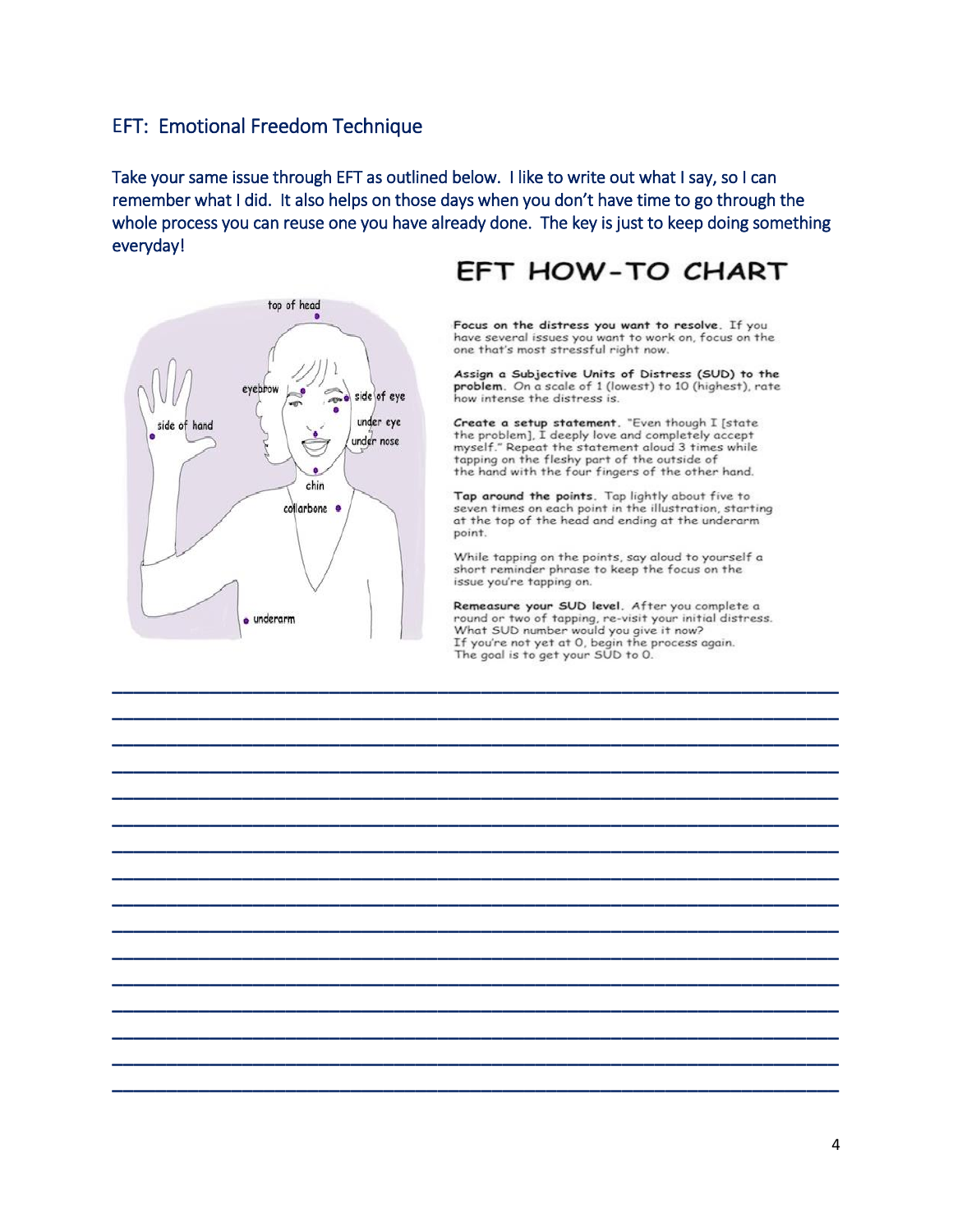## EFT: Emotional Freedom Technique

Take your same issue through EFT as outlined below. I like to write out what I say, so I can remember what I did. It also helps on those days when you don't have time to go through the whole process you can reuse one you have already done. The key is just to keep doing something everyday!

top of head
eyebrow
side of eye
side of hand
under eye
under nose
chin
collarbone
underarm

# EFT HOW-TO CHART

**Focus on the distress you want to resolve.** If you have several issues you want to work on, focus on the one that's most stressful right now.

**Assign a Subjective Units of Distress (SUD) to the problem.** On a scale of 1 (lowest) to 10 (highest), rate how intense the distress is.

**Create a setup statement.** "Even though I [state the problem], I deeply love and completely accept myself." Repeat the statement aloud 3 times while tapping on the fleshy part of the outside of the hand with the four fingers of the other hand.

**Tap around the points.** Tap lightly about five to seven times on each point in the illustration, starting at the top of the head and ending at the underarm point.

While tapping on the points, say aloud to yourself a short reminder phrase to keep the focus on the issue you're tapping on.

**Remeasure your SUD level.** After you complete a round or two of tapping, re-visit your initial distress. What SUD number would you give it now? If you're not yet at 0, begin the process again. The goal is to get your SUD to 0.

______________________________________________________________________________

______________________________________________________________________________

______________________________________________________________________________

______________________________________________________________________________

______________________________________________________________________________

______________________________________________________________________________

______________________________________________________________________________

______________________________________________________________________________

______________________________________________________________________________

______________________________________________________________________________

______________________________________________________________________________

______________________________________________________________________________

______________________________________________________________________________

______________________________________________________________________________

______________________________________________________________________________

______________________________________________________________________________